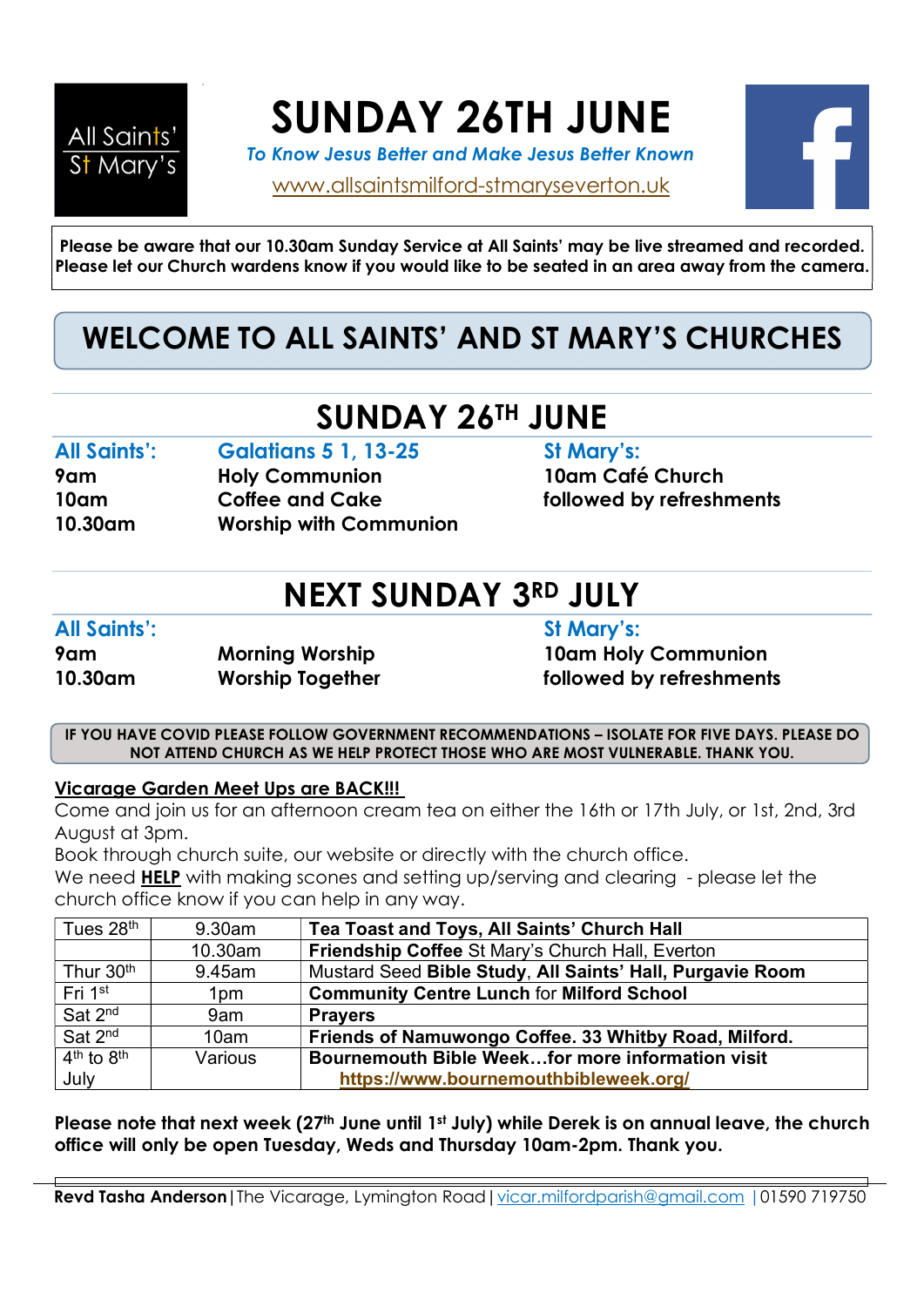All Saints'
St Mary's

# SUNDAY 26TH JUNE

*To Know Jesus Better and Make Jesus Better Known*

www.allsaintsmilford-stmaryseverton.uk

**Please be aware that our 10.30am Sunday Service at All Saints' may be live streamed and recorded. Please let our Church wardens know if you would like to be seated in an area away from the camera.**

## WELCOME TO ALL SAINTS' AND ST MARY'S CHURCHES

## SUNDAY 26TH JUNE

**All Saints':** **Galatians 5 1, 13-25**

**9am** **Holy Communion**

**10am** **Coffee and Cake**

**10.30am** **Worship with Communion**

**St Mary's:**

**10am Café Church**

**followed by refreshments**

## NEXT SUNDAY 3RD JULY

**All Saints':**

**9am** **Morning Worship**

**10.30am** **Worship Together**

**St Mary's:**

**10am Holy Communion**

**followed by refreshments**

**IF YOU HAVE COVID PLEASE FOLLOW GOVERNMENT RECOMMENDATIONS – ISOLATE FOR FIVE DAYS. PLEASE DO NOT ATTEND CHURCH AS WE HELP PROTECT THOSE WHO ARE MOST VULNERABLE. THANK YOU.**

**Vicarage Garden Meet Ups are BACK!!!**

Come and join us for an afternoon cream tea on either the 16th or 17th July, or 1st, 2nd, 3rd August at 3pm.

Book through church suite, our website or directly with the church office.

We need **HELP** with making scones and setting up/serving and clearing - please let the church office know if you can help in any way.

| Tues 28th | 9.30am | **Tea Toast and Toys, All Saints' Church Hall** |
|---|---|---|
| | 10.30am | **Friendship Coffee** St Mary's Church Hall, Everton |
| Thur 30th | 9.45am | Mustard Seed **Bible Study, All Saints' Hall, Purgavie Room** |
| Fri 1st | 1pm | **Community Centre Lunch** for **Milford School** |
| Sat 2nd | 9am | **Prayers** |
| Sat 2nd | 10am | **Friends of Namuwongo Coffee. 33 Whitby Road, Milford.** |
| 4th to 8th July | Various | **Bournemouth Bible Week…for more information visit https://www.bournemouthbibleweek.org/** |

**Please note that next week (27th June until 1st July) while Derek is on annual leave, the church office will only be open Tuesday, Weds and Thursday 10am-2pm. Thank you.**

**Revd Tasha Anderson** | The Vicarage, Lymington Road | vicar.milfordparish@gmail.com | 01590 719750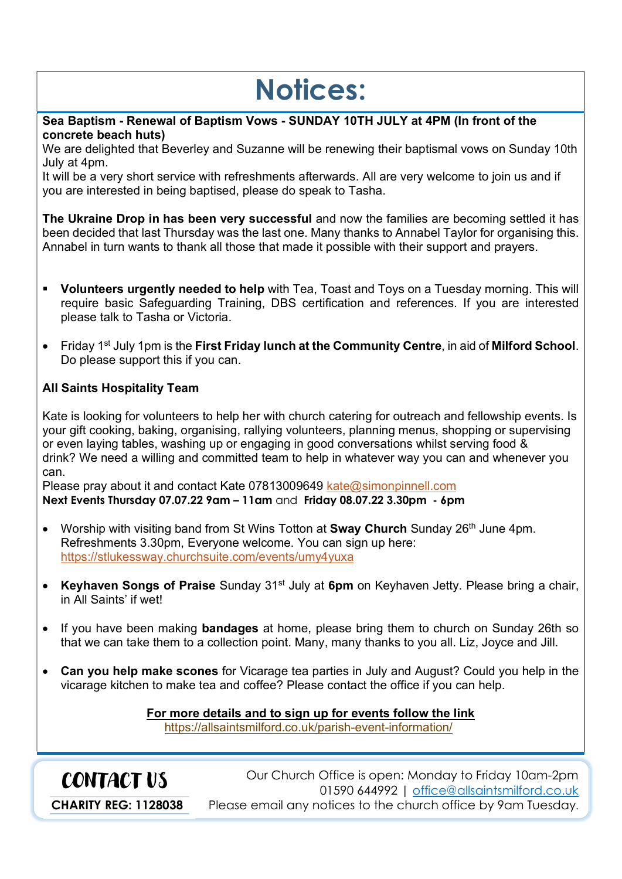# Notices:

**Sea Baptism - Renewal of Baptism Vows - SUNDAY 10TH JULY at 4PM (In front of the concrete beach huts)**

We are delighted that Beverley and Suzanne will be renewing their baptismal vows on Sunday 10th July at 4pm.

It will be a very short service with refreshments afterwards. All are very welcome to join us and if you are interested in being baptised, please do speak to Tasha.

**The Ukraine Drop in has been very successful** and now the families are becoming settled it has been decided that last Thursday was the last one. Many thanks to Annabel Taylor for organising this. Annabel in turn wants to thank all those that made it possible with their support and prayers.

- **Volunteers urgently needed to help** with Tea, Toast and Toys on a Tuesday morning. This will require basic Safeguarding Training, DBS certification and references. If you are interested please talk to Tasha or Victoria.

- Friday 1st July 1pm is the **First Friday lunch at the Community Centre**, in aid of **Milford School**. Do please support this if you can.

**All Saints Hospitality Team**

Kate is looking for volunteers to help her with church catering for outreach and fellowship events. Is your gift cooking, baking, organising, rallying volunteers, planning menus, shopping or supervising or even laying tables, washing up or engaging in good conversations whilst serving food & drink? We need a willing and committed team to help in whatever way you can and whenever you can.

Please pray about it and contact Kate 07813009649 kate@simonpinnell.com

**Next Events Thursday 07.07.22 9am – 11am** and **Friday 08.07.22 3.30pm - 6pm**

- Worship with visiting band from St Wins Totton at **Sway Church** Sunday 26th June 4pm. Refreshments 3.30pm, Everyone welcome. You can sign up here: https://stlukessway.churchsuite.com/events/umy4yuxa

- **Keyhaven Songs of Praise** Sunday 31st July at **6pm** on Keyhaven Jetty. Please bring a chair, in All Saints' if wet!

- If you have been making **bandages** at home, please bring them to church on Sunday 26th so that we can take them to a collection point. Many, many thanks to you all. Liz, Joyce and Jill.

- **Can you help make scones** for Vicarage tea parties in July and August? Could you help in the vicarage kitchen to make tea and coffee? Please contact the office if you can help.

**For more details and to sign up for events follow the link**
https://allsaintsmilford.co.uk/parish-event-information/

## CONTACT US

**CHARITY REG: 1128038**

Our Church Office is open: Monday to Friday 10am-2pm
01590 644992 | office@allsaintsmilford.co.uk
Please email any notices to the church office by 9am Tuesday.